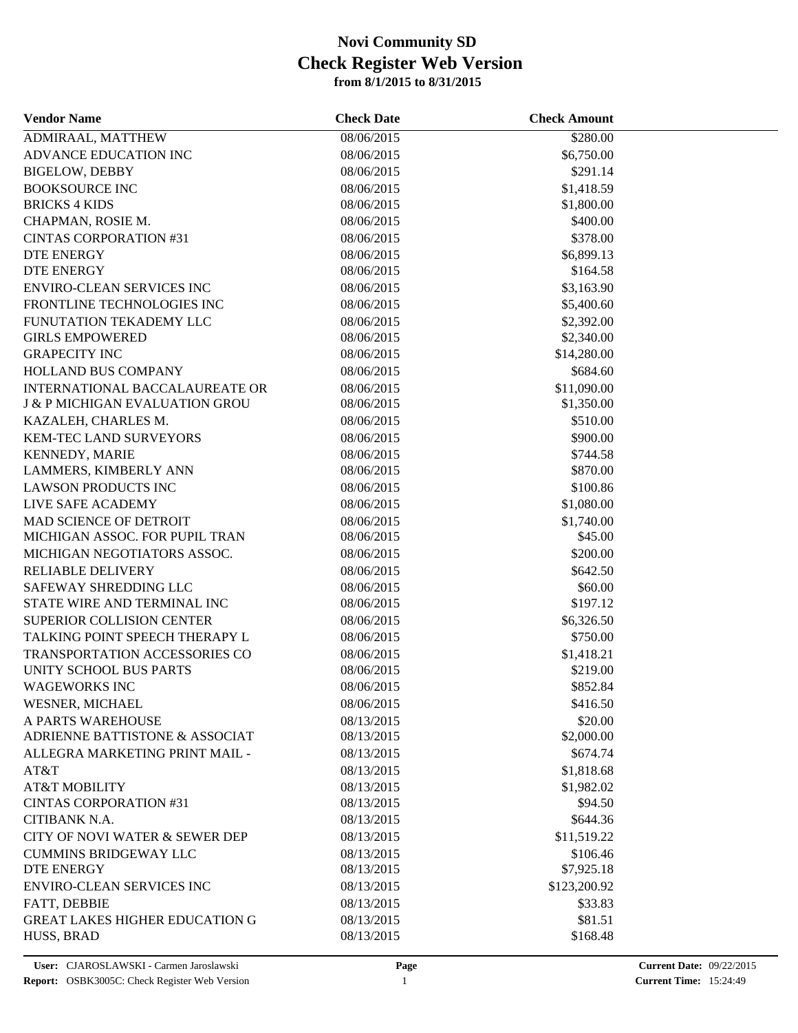# Novi Community SD
## Check Register Web Version
### from 8/1/2015 to 8/31/2015

| Vendor Name | Check Date | Check Amount |
|---|---|---|
| ADMIRAAL, MATTHEW | 08/06/2015 | $280.00 |
| ADVANCE EDUCATION INC | 08/06/2015 | $6,750.00 |
| BIGELOW, DEBBY | 08/06/2015 | $291.14 |
| BOOKSOURCE INC | 08/06/2015 | $1,418.59 |
| BRICKS 4 KIDS | 08/06/2015 | $1,800.00 |
| CHAPMAN, ROSIE M. | 08/06/2015 | $400.00 |
| CINTAS CORPORATION #31 | 08/06/2015 | $378.00 |
| DTE ENERGY | 08/06/2015 | $6,899.13 |
| DTE ENERGY | 08/06/2015 | $164.58 |
| ENVIRO-CLEAN SERVICES INC | 08/06/2015 | $3,163.90 |
| FRONTLINE TECHNOLOGIES INC | 08/06/2015 | $5,400.60 |
| FUNUTATION TEKADEMY LLC | 08/06/2015 | $2,392.00 |
| GIRLS EMPOWERED | 08/06/2015 | $2,340.00 |
| GRAPECITY INC | 08/06/2015 | $14,280.00 |
| HOLLAND BUS COMPANY | 08/06/2015 | $684.60 |
| INTERNATIONAL BACCALAUREATE OR | 08/06/2015 | $11,090.00 |
| J & P MICHIGAN EVALUATION GROU | 08/06/2015 | $1,350.00 |
| KAZALEH, CHARLES M. | 08/06/2015 | $510.00 |
| KEM-TEC LAND SURVEYORS | 08/06/2015 | $900.00 |
| KENNEDY, MARIE | 08/06/2015 | $744.58 |
| LAMMERS, KIMBERLY ANN | 08/06/2015 | $870.00 |
| LAWSON PRODUCTS INC | 08/06/2015 | $100.86 |
| LIVE SAFE ACADEMY | 08/06/2015 | $1,080.00 |
| MAD SCIENCE OF DETROIT | 08/06/2015 | $1,740.00 |
| MICHIGAN ASSOC. FOR PUPIL TRAN | 08/06/2015 | $45.00 |
| MICHIGAN NEGOTIATORS ASSOC. | 08/06/2015 | $200.00 |
| RELIABLE DELIVERY | 08/06/2015 | $642.50 |
| SAFEWAY SHREDDING LLC | 08/06/2015 | $60.00 |
| STATE WIRE AND TERMINAL INC | 08/06/2015 | $197.12 |
| SUPERIOR COLLISION CENTER | 08/06/2015 | $6,326.50 |
| TALKING POINT SPEECH THERAPY L | 08/06/2015 | $750.00 |
| TRANSPORTATION ACCESSORIES CO | 08/06/2015 | $1,418.21 |
| UNITY SCHOOL BUS PARTS | 08/06/2015 | $219.00 |
| WAGEWORKS INC | 08/06/2015 | $852.84 |
| WESNER, MICHAEL | 08/06/2015 | $416.50 |
| A PARTS WAREHOUSE | 08/13/2015 | $20.00 |
| ADRIENNE BATTISTONE & ASSOCIAT | 08/13/2015 | $2,000.00 |
| ALLEGRA MARKETING PRINT MAIL - | 08/13/2015 | $674.74 |
| AT&T | 08/13/2015 | $1,818.68 |
| AT&T MOBILITY | 08/13/2015 | $1,982.02 |
| CINTAS CORPORATION #31 | 08/13/2015 | $94.50 |
| CITIBANK N.A. | 08/13/2015 | $644.36 |
| CITY OF NOVI WATER & SEWER DEP | 08/13/2015 | $11,519.22 |
| CUMMINS BRIDGEWAY LLC | 08/13/2015 | $106.46 |
| DTE ENERGY | 08/13/2015 | $7,925.18 |
| ENVIRO-CLEAN SERVICES INC | 08/13/2015 | $123,200.92 |
| FATT, DEBBIE | 08/13/2015 | $33.83 |
| GREAT LAKES HIGHER EDUCATION G | 08/13/2015 | $81.51 |
| HUSS, BRAD | 08/13/2015 | $168.48 |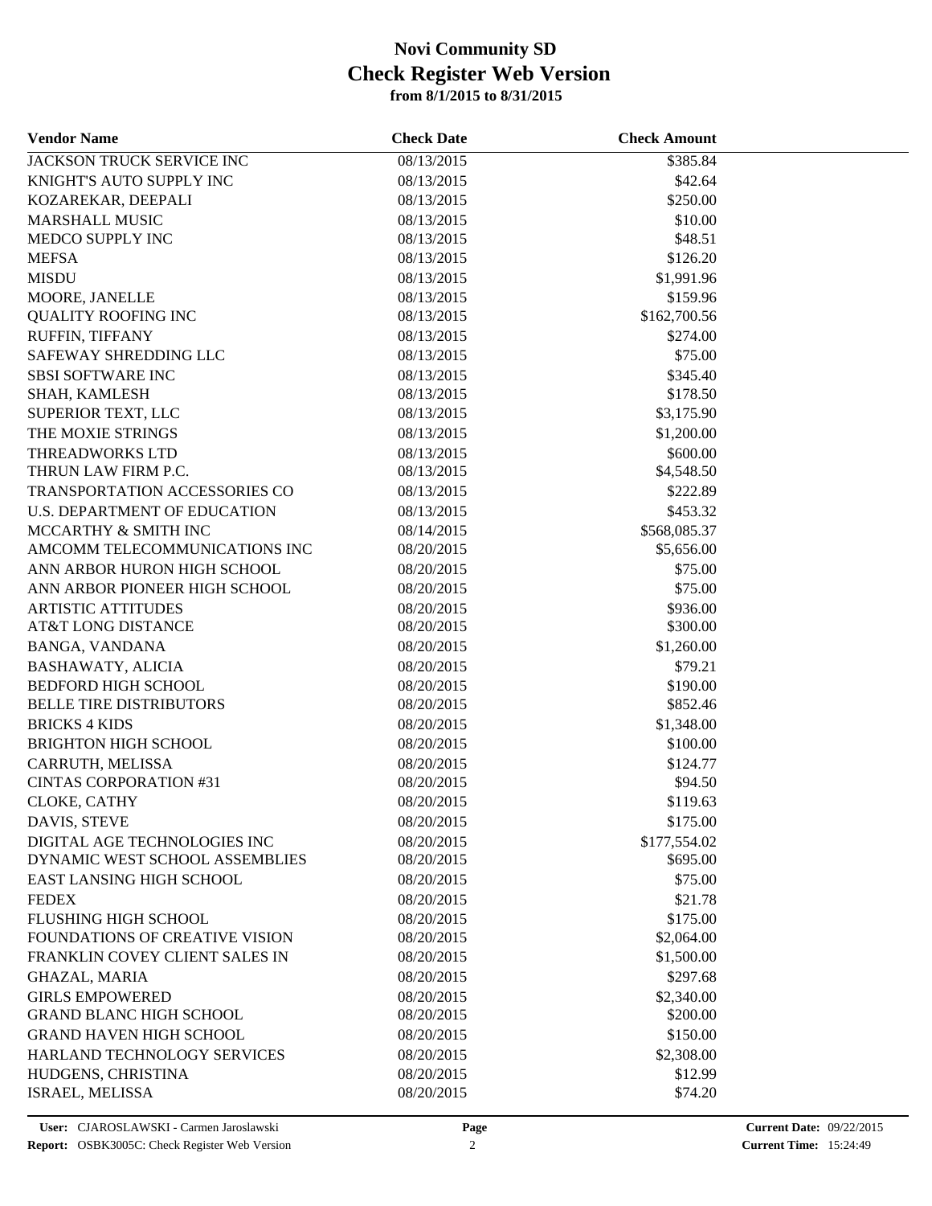# Novi Community SD
## Check Register Web Version
### from 8/1/2015 to 8/31/2015

| Vendor Name | Check Date | Check Amount |
|---|---|---|
| JACKSON TRUCK SERVICE INC | 08/13/2015 | $385.84 |
| KNIGHT'S AUTO SUPPLY INC | 08/13/2015 | $42.64 |
| KOZAREKAR, DEEPALI | 08/13/2015 | $250.00 |
| MARSHALL MUSIC | 08/13/2015 | $10.00 |
| MEDCO SUPPLY INC | 08/13/2015 | $48.51 |
| MEFSA | 08/13/2015 | $126.20 |
| MISDU | 08/13/2015 | $1,991.96 |
| MOORE, JANELLE | 08/13/2015 | $159.96 |
| QUALITY ROOFING INC | 08/13/2015 | $162,700.56 |
| RUFFIN, TIFFANY | 08/13/2015 | $274.00 |
| SAFEWAY SHREDDING LLC | 08/13/2015 | $75.00 |
| SBSI SOFTWARE INC | 08/13/2015 | $345.40 |
| SHAH, KAMLESH | 08/13/2015 | $178.50 |
| SUPERIOR TEXT, LLC | 08/13/2015 | $3,175.90 |
| THE MOXIE STRINGS | 08/13/2015 | $1,200.00 |
| THREADWORKS LTD | 08/13/2015 | $600.00 |
| THRUN LAW FIRM P.C. | 08/13/2015 | $4,548.50 |
| TRANSPORTATION ACCESSORIES CO | 08/13/2015 | $222.89 |
| U.S. DEPARTMENT OF EDUCATION | 08/13/2015 | $453.32 |
| MCCARTHY & SMITH INC | 08/14/2015 | $568,085.37 |
| AMCOMM TELECOMMUNICATIONS INC | 08/20/2015 | $5,656.00 |
| ANN ARBOR HURON HIGH SCHOOL | 08/20/2015 | $75.00 |
| ANN ARBOR PIONEER HIGH SCHOOL | 08/20/2015 | $75.00 |
| ARTISTIC ATTITUDES | 08/20/2015 | $936.00 |
| AT&T LONG DISTANCE | 08/20/2015 | $300.00 |
| BANGA, VANDANA | 08/20/2015 | $1,260.00 |
| BASHAWATY, ALICIA | 08/20/2015 | $79.21 |
| BEDFORD HIGH SCHOOL | 08/20/2015 | $190.00 |
| BELLE TIRE DISTRIBUTORS | 08/20/2015 | $852.46 |
| BRICKS 4 KIDS | 08/20/2015 | $1,348.00 |
| BRIGHTON HIGH SCHOOL | 08/20/2015 | $100.00 |
| CARRUTH, MELISSA | 08/20/2015 | $124.77 |
| CINTAS CORPORATION #31 | 08/20/2015 | $94.50 |
| CLOKE, CATHY | 08/20/2015 | $119.63 |
| DAVIS, STEVE | 08/20/2015 | $175.00 |
| DIGITAL AGE TECHNOLOGIES INC | 08/20/2015 | $177,554.02 |
| DYNAMIC WEST SCHOOL ASSEMBLIES | 08/20/2015 | $695.00 |
| EAST LANSING HIGH SCHOOL | 08/20/2015 | $75.00 |
| FEDEX | 08/20/2015 | $21.78 |
| FLUSHING HIGH SCHOOL | 08/20/2015 | $175.00 |
| FOUNDATIONS OF CREATIVE VISION | 08/20/2015 | $2,064.00 |
| FRANKLIN COVEY CLIENT SALES IN | 08/20/2015 | $1,500.00 |
| GHAZAL, MARIA | 08/20/2015 | $297.68 |
| GIRLS EMPOWERED | 08/20/2015 | $2,340.00 |
| GRAND BLANC HIGH SCHOOL | 08/20/2015 | $200.00 |
| GRAND HAVEN HIGH SCHOOL | 08/20/2015 | $150.00 |
| HARLAND TECHNOLOGY SERVICES | 08/20/2015 | $2,308.00 |
| HUDGENS, CHRISTINA | 08/20/2015 | $12.99 |
| ISRAEL, MELISSA | 08/20/2015 | $74.20 |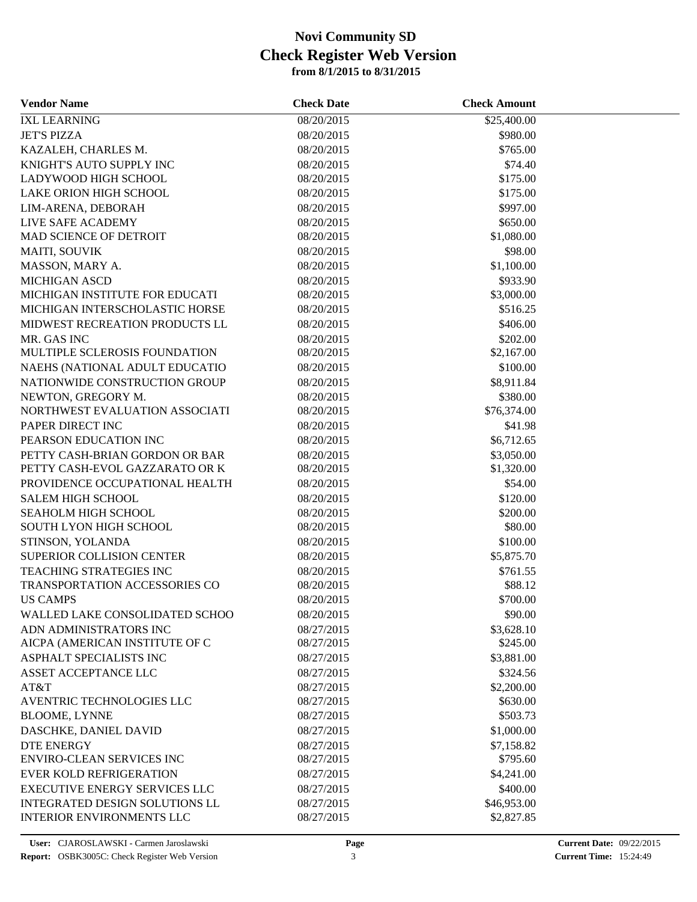# Novi Community SD
## Check Register Web Version
### from 8/1/2015 to 8/31/2015

| Vendor Name | Check Date | Check Amount |
|---|---|---|
| IXL LEARNING | 08/20/2015 | $25,400.00 |
| JET'S PIZZA | 08/20/2015 | $980.00 |
| KAZALEH, CHARLES M. | 08/20/2015 | $765.00 |
| KNIGHT'S AUTO SUPPLY INC | 08/20/2015 | $74.40 |
| LADYWOOD HIGH SCHOOL | 08/20/2015 | $175.00 |
| LAKE ORION HIGH SCHOOL | 08/20/2015 | $175.00 |
| LIM-ARENA, DEBORAH | 08/20/2015 | $997.00 |
| LIVE SAFE ACADEMY | 08/20/2015 | $650.00 |
| MAD SCIENCE OF DETROIT | 08/20/2015 | $1,080.00 |
| MAITI, SOUVIK | 08/20/2015 | $98.00 |
| MASSON, MARY A. | 08/20/2015 | $1,100.00 |
| MICHIGAN ASCD | 08/20/2015 | $933.90 |
| MICHIGAN INSTITUTE FOR EDUCATI | 08/20/2015 | $3,000.00 |
| MICHIGAN INTERSCHOLASTIC HORSE | 08/20/2015 | $516.25 |
| MIDWEST RECREATION PRODUCTS LL | 08/20/2015 | $406.00 |
| MR. GAS INC | 08/20/2015 | $202.00 |
| MULTIPLE SCLEROSIS FOUNDATION | 08/20/2015 | $2,167.00 |
| NAEHS (NATIONAL ADULT EDUCATIO | 08/20/2015 | $100.00 |
| NATIONWIDE CONSTRUCTION GROUP | 08/20/2015 | $8,911.84 |
| NEWTON, GREGORY M. | 08/20/2015 | $380.00 |
| NORTHWEST EVALUATION ASSOCIATI | 08/20/2015 | $76,374.00 |
| PAPER DIRECT INC | 08/20/2015 | $41.98 |
| PEARSON EDUCATION INC | 08/20/2015 | $6,712.65 |
| PETTY CASH-BRIAN GORDON OR BAR | 08/20/2015 | $3,050.00 |
| PETTY CASH-EVOL GAZZARATO OR K | 08/20/2015 | $1,320.00 |
| PROVIDENCE OCCUPATIONAL HEALTH | 08/20/2015 | $54.00 |
| SALEM HIGH SCHOOL | 08/20/2015 | $120.00 |
| SEAHOLM HIGH SCHOOL | 08/20/2015 | $200.00 |
| SOUTH LYON HIGH SCHOOL | 08/20/2015 | $80.00 |
| STINSON, YOLANDA | 08/20/2015 | $100.00 |
| SUPERIOR COLLISION CENTER | 08/20/2015 | $5,875.70 |
| TEACHING STRATEGIES INC | 08/20/2015 | $761.55 |
| TRANSPORTATION ACCESSORIES CO | 08/20/2015 | $88.12 |
| US CAMPS | 08/20/2015 | $700.00 |
| WALLED LAKE CONSOLIDATED SCHOO | 08/20/2015 | $90.00 |
| ADN ADMINISTRATORS INC | 08/27/2015 | $3,628.10 |
| AICPA (AMERICAN INSTITUTE OF C | 08/27/2015 | $245.00 |
| ASPHALT SPECIALISTS INC | 08/27/2015 | $3,881.00 |
| ASSET ACCEPTANCE LLC | 08/27/2015 | $324.56 |
| AT&T | 08/27/2015 | $2,200.00 |
| AVENTRIC TECHNOLOGIES LLC | 08/27/2015 | $630.00 |
| BLOOME, LYNNE | 08/27/2015 | $503.73 |
| DASCHKE, DANIEL DAVID | 08/27/2015 | $1,000.00 |
| DTE ENERGY | 08/27/2015 | $7,158.82 |
| ENVIRO-CLEAN SERVICES INC | 08/27/2015 | $795.60 |
| EVER KOLD REFRIGERATION | 08/27/2015 | $4,241.00 |
| EXECUTIVE ENERGY SERVICES LLC | 08/27/2015 | $400.00 |
| INTEGRATED DESIGN SOLUTIONS LL | 08/27/2015 | $46,953.00 |
| INTERIOR ENVIRONMENTS LLC | 08/27/2015 | $2,827.85 |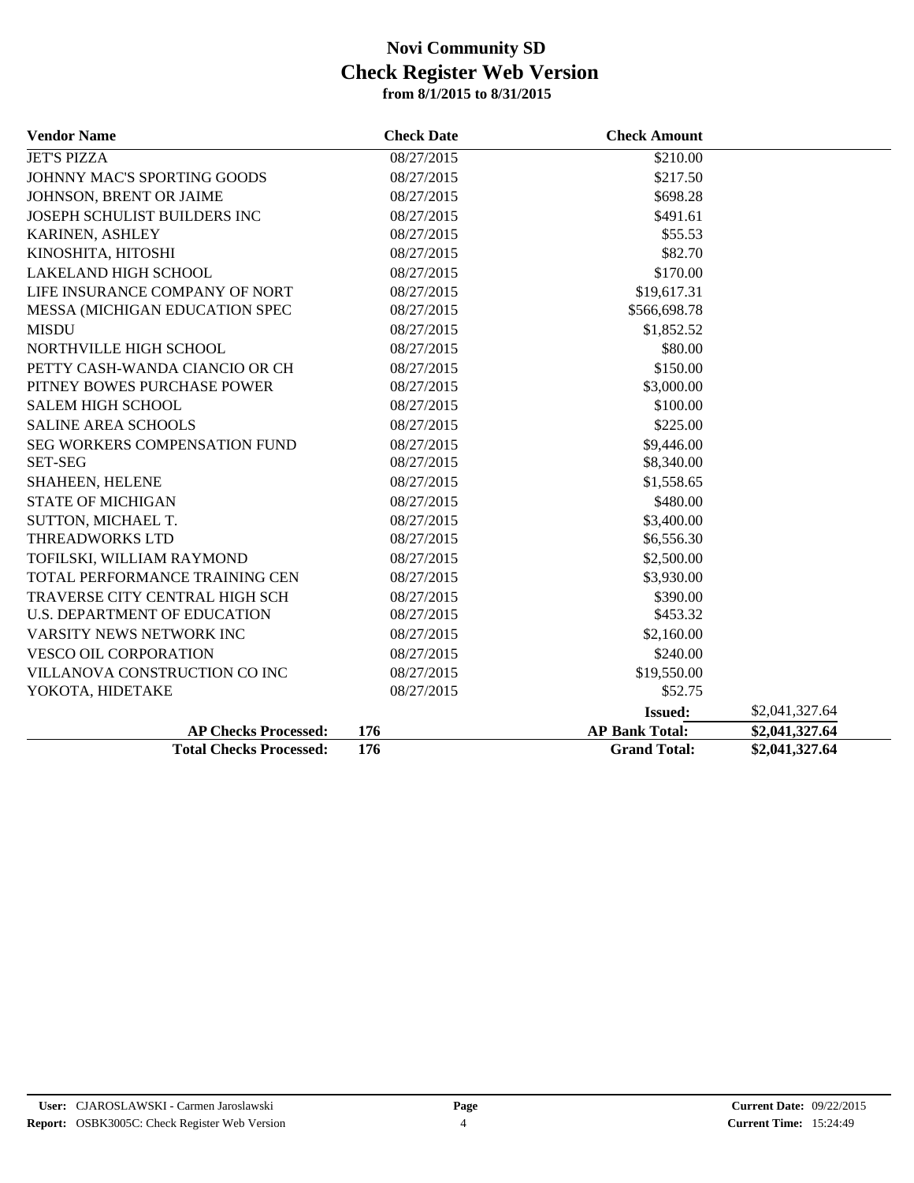# Novi Community SD
## Check Register Web Version
### from 8/1/2015 to 8/31/2015

| Vendor Name | Check Date | Check Amount | |
|---|---|---|---|
| JET'S PIZZA | 08/27/2015 | $210.00 | |
| JOHNNY MAC'S SPORTING GOODS | 08/27/2015 | $217.50 | |
| JOHNSON, BRENT OR JAIME | 08/27/2015 | $698.28 | |
| JOSEPH SCHULIST BUILDERS INC | 08/27/2015 | $491.61 | |
| KARINEN, ASHLEY | 08/27/2015 | $55.53 | |
| KINOSHITA, HITOSHI | 08/27/2015 | $82.70 | |
| LAKELAND HIGH SCHOOL | 08/27/2015 | $170.00 | |
| LIFE INSURANCE COMPANY OF NORT | 08/27/2015 | $19,617.31 | |
| MESSA (MICHIGAN EDUCATION SPEC | 08/27/2015 | $566,698.78 | |
| MISDU | 08/27/2015 | $1,852.52 | |
| NORTHVILLE HIGH SCHOOL | 08/27/2015 | $80.00 | |
| PETTY CASH-WANDA CIANCIO OR CH | 08/27/2015 | $150.00 | |
| PITNEY BOWES PURCHASE POWER | 08/27/2015 | $3,000.00 | |
| SALEM HIGH SCHOOL | 08/27/2015 | $100.00 | |
| SALINE AREA SCHOOLS | 08/27/2015 | $225.00 | |
| SEG WORKERS COMPENSATION FUND | 08/27/2015 | $9,446.00 | |
| SET-SEG | 08/27/2015 | $8,340.00 | |
| SHAHEEN, HELENE | 08/27/2015 | $1,558.65 | |
| STATE OF MICHIGAN | 08/27/2015 | $480.00 | |
| SUTTON, MICHAEL T. | 08/27/2015 | $3,400.00 | |
| THREADWORKS LTD | 08/27/2015 | $6,556.30 | |
| TOFILSKI, WILLIAM RAYMOND | 08/27/2015 | $2,500.00 | |
| TOTAL PERFORMANCE TRAINING CEN | 08/27/2015 | $3,930.00 | |
| TRAVERSE CITY CENTRAL HIGH SCH | 08/27/2015 | $390.00 | |
| U.S. DEPARTMENT OF EDUCATION | 08/27/2015 | $453.32 | |
| VARSITY NEWS NETWORK INC | 08/27/2015 | $2,160.00 | |
| VESCO OIL CORPORATION | 08/27/2015 | $240.00 | |
| VILLANOVA CONSTRUCTION CO INC | 08/27/2015 | $19,550.00 | |
| YOKOTA, HIDETAKE | 08/27/2015 | $52.75 | |
| | | **Issued:** | $2,041,327.64 |
| **AP Checks Processed:** | **176** | **AP Bank Total:** | **$2,041,327.64** |
| **Total Checks Processed:** | **176** | **Grand Total:** | **$2,041,327.64** |

**User:** CJAROSLAWSKI - Carmen Jaroslawski
**Report:** OSBK3005C: Check Register Web Version
**Current Date:** 09/22/2015
**Current Time:** 15:24:49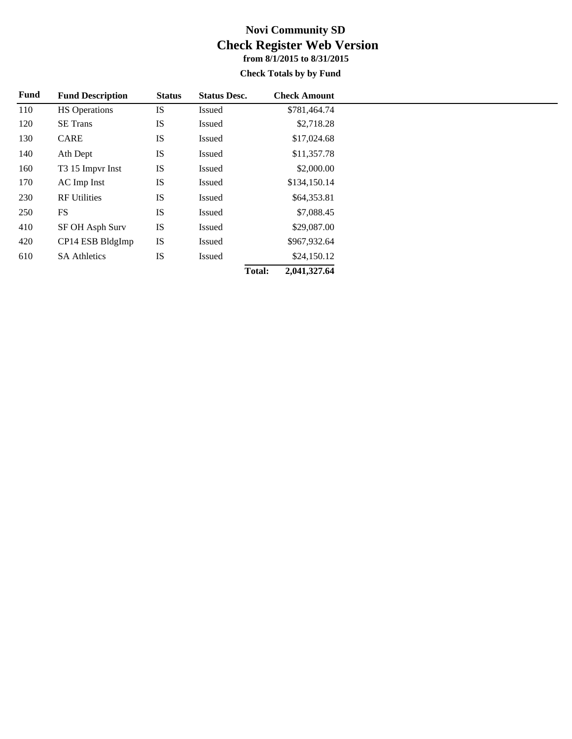# Novi Community SD

## Check Register Web Version

### from 8/1/2015 to 8/31/2015

### Check Totals by by Fund

| Fund | Fund Description | Status | Status Desc. | Check Amount |
|---|---|---|---|---|
| 110 | HS Operations | IS | Issued | $781,464.74 |
| 120 | SE Trans | IS | Issued | $2,718.28 |
| 130 | CARE | IS | Issued | $17,024.68 |
| 140 | Ath Dept | IS | Issued | $11,357.78 |
| 160 | T3 15 Impvr Inst | IS | Issued | $2,000.00 |
| 170 | AC Imp Inst | IS | Issued | $134,150.14 |
| 230 | RF Utilities | IS | Issued | $64,353.81 |
| 250 | FS | IS | Issued | $7,088.45 |
| 410 | SF OH Asph Surv | IS | Issued | $29,087.00 |
| 420 | CP14 ESB BldgImp | IS | Issued | $967,932.64 |
| 610 | SA Athletics | IS | Issued | $24,150.12 |
| | | | **Total:** | **2,041,327.64** |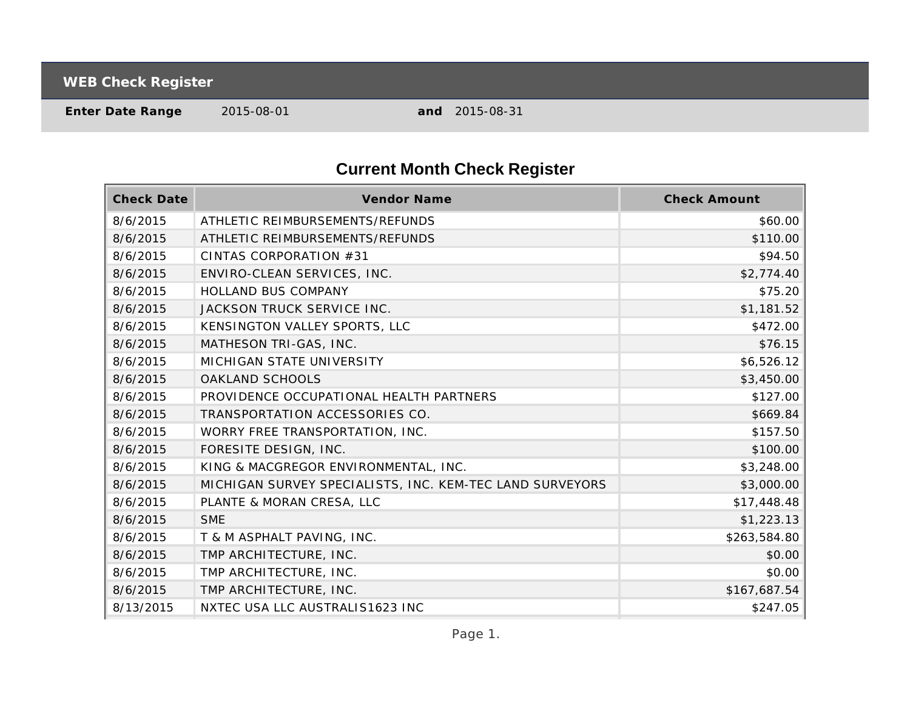## WEB Check Register

**Enter Date Range** 2015-08-01 **and** 2015-08-31

# Current Month Check Register

| Check Date | Vendor Name | Check Amount |
|---|---|---|
| 8/6/2015 | ATHLETIC REIMBURSEMENTS/REFUNDS | $60.00 |
| 8/6/2015 | ATHLETIC REIMBURSEMENTS/REFUNDS | $110.00 |
| 8/6/2015 | CINTAS CORPORATION #31 | $94.50 |
| 8/6/2015 | ENVIRO-CLEAN SERVICES, INC. | $2,774.40 |
| 8/6/2015 | HOLLAND BUS COMPANY | $75.20 |
| 8/6/2015 | JACKSON TRUCK SERVICE INC. | $1,181.52 |
| 8/6/2015 | KENSINGTON VALLEY SPORTS, LLC | $472.00 |
| 8/6/2015 | MATHESON TRI-GAS, INC. | $76.15 |
| 8/6/2015 | MICHIGAN STATE UNIVERSITY | $6,526.12 |
| 8/6/2015 | OAKLAND SCHOOLS | $3,450.00 |
| 8/6/2015 | PROVIDENCE OCCUPATIONAL HEALTH PARTNERS | $127.00 |
| 8/6/2015 | TRANSPORTATION ACCESSORIES CO. | $669.84 |
| 8/6/2015 | WORRY FREE TRANSPORTATION, INC. | $157.50 |
| 8/6/2015 | FORESITE DESIGN, INC. | $100.00 |
| 8/6/2015 | KING & MACGREGOR ENVIRONMENTAL, INC. | $3,248.00 |
| 8/6/2015 | MICHIGAN SURVEY SPECIALISTS, INC. KEM-TEC LAND SURVEYORS | $3,000.00 |
| 8/6/2015 | PLANTE & MORAN CRESA, LLC | $17,448.48 |
| 8/6/2015 | SME | $1,223.13 |
| 8/6/2015 | T & M ASPHALT PAVING, INC. | $263,584.80 |
| 8/6/2015 | TMP ARCHITECTURE, INC. | $0.00 |
| 8/6/2015 | TMP ARCHITECTURE, INC. | $0.00 |
| 8/6/2015 | TMP ARCHITECTURE, INC. | $167,687.54 |
| 8/13/2015 | NXTEC USA LLC AUSTRALIS1623 INC | $247.05 |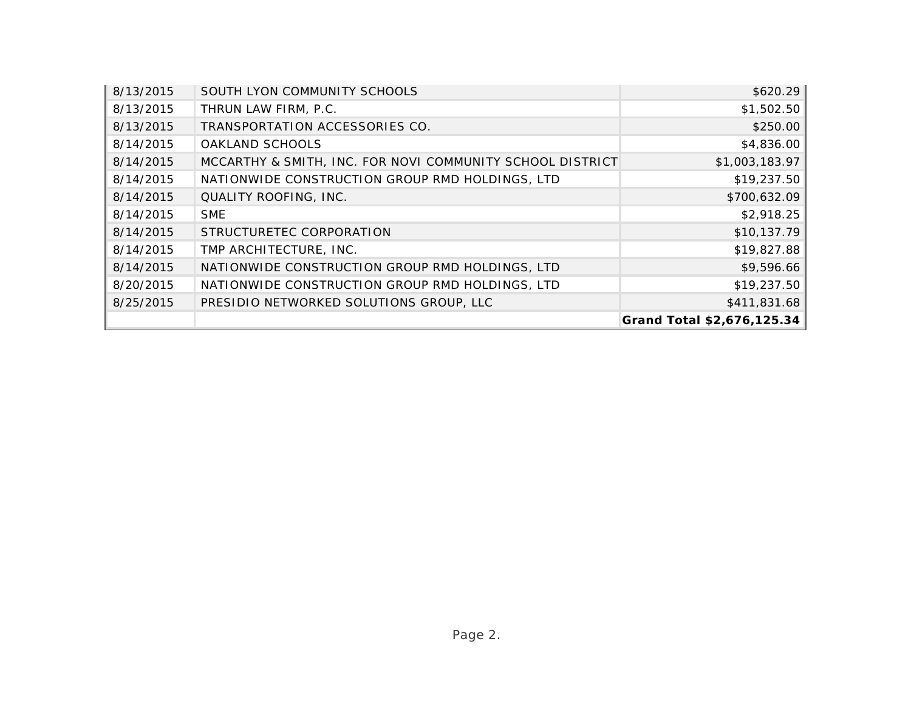| | | |
|---|---|---|
| 8/13/2015 | SOUTH LYON COMMUNITY SCHOOLS | $620.29 |
| 8/13/2015 | THRUN LAW FIRM, P.C. | $1,502.50 |
| 8/13/2015 | TRANSPORTATION ACCESSORIES CO. | $250.00 |
| 8/14/2015 | OAKLAND SCHOOLS | $4,836.00 |
| 8/14/2015 | MCCARTHY & SMITH, INC. FOR NOVI COMMUNITY SCHOOL DISTRICT | $1,003,183.97 |
| 8/14/2015 | NATIONWIDE CONSTRUCTION GROUP RMD HOLDINGS, LTD | $19,237.50 |
| 8/14/2015 | QUALITY ROOFING, INC. | $700,632.09 |
| 8/14/2015 | SME | $2,918.25 |
| 8/14/2015 | STRUCTURETEC CORPORATION | $10,137.79 |
| 8/14/2015 | TMP ARCHITECTURE, INC. | $19,827.88 |
| 8/14/2015 | NATIONWIDE CONSTRUCTION GROUP RMD HOLDINGS, LTD | $9,596.66 |
| 8/20/2015 | NATIONWIDE CONSTRUCTION GROUP RMD HOLDINGS, LTD | $19,237.50 |
| 8/25/2015 | PRESIDIO NETWORKED SOLUTIONS GROUP, LLC | $411,831.68 |
| | | **Grand Total $2,676,125.34** |